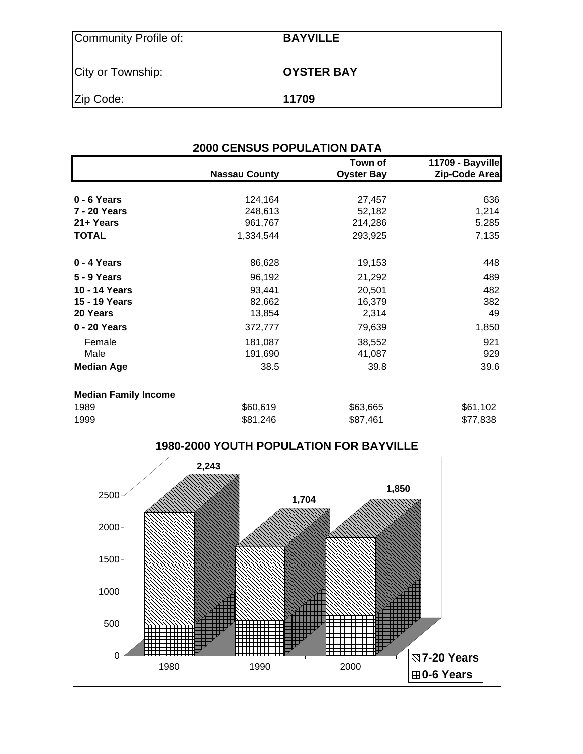| Community Profile of: | BAYVILLE |
|---|---|
| City or Township: | OYSTER BAY |
| Zip Code: | 11709 |

## 2000 CENSUS POPULATION DATA

| | Nassau County | Town of Oyster Bay | 11709 - Bayville Zip-Code Area |
|---|---|---|---|
| **0 - 6 Years** | 124,164 | 27,457 | 636 |
| **7 - 20 Years** | 248,613 | 52,182 | 1,214 |
| **21+ Years** | 961,767 | 214,286 | 5,285 |
| **TOTAL** | 1,334,544 | 293,925 | 7,135 |
| | | | |
| **0 - 4 Years** | 86,628 | 19,153 | 448 |
| **5 - 9 Years** | 96,192 | 21,292 | 489 |
| **10 - 14 Years** | 93,441 | 20,501 | 482 |
| **15 - 19 Years** | 82,662 | 16,379 | 382 |
| **20 Years** | 13,854 | 2,314 | 49 |
| **0 - 20 Years** | 372,777 | 79,639 | 1,850 |
| Female | 181,087 | 38,552 | 921 |
| Male | 191,690 | 41,087 | 929 |
| **Median Age** | 38.5 | 39.8 | 39.6 |
| | | | |
| **Median Family Income** | | | |
| 1989 | $60,619 | $63,665 | $61,102 |
| 1999 | $81,246 | $87,461 | $77,838 |

### 1980-2000 YOUTH POPULATION FOR BAYVILLE

| Year | Total (0-20 Years) |
|---|---|
| 1980 | 2,243 |
| 1990 | 1,704 |
| 2000 | 1,850 |

Legend: 7-20 Years; 0-6 Years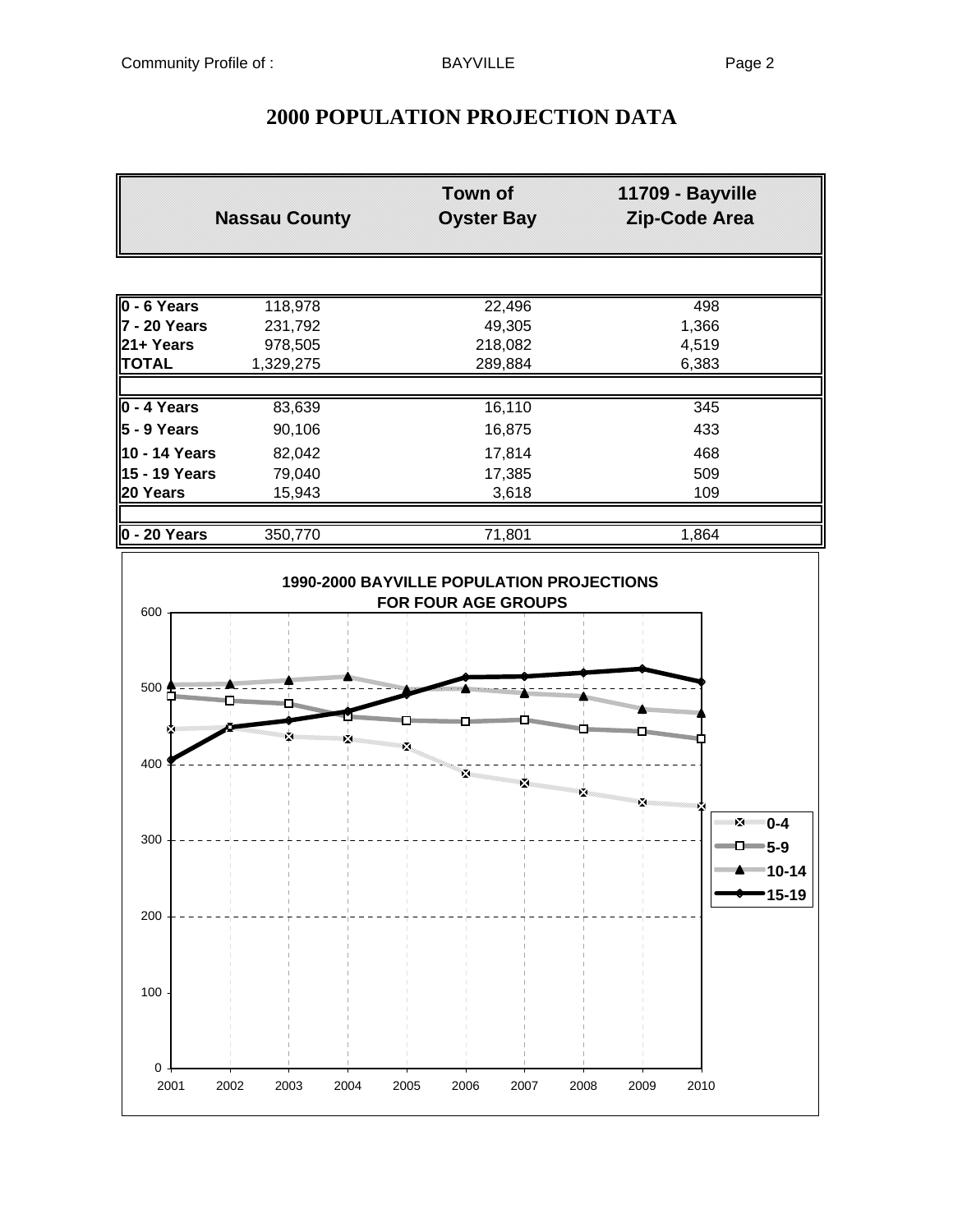# 2000 POPULATION PROJECTION DATA

| | Nassau County | Town of Oyster Bay | 11709 - Bayville Zip-Code Area |
|---|---|---|---|
| **0 - 6 Years** | 118,978 | 22,496 | 498 |
| **7 - 20 Years** | 231,792 | 49,305 | 1,366 |
| **21+ Years** | 978,505 | 218,082 | 4,519 |
| **TOTAL** | 1,329,275 | 289,884 | 6,383 |
| | | | |
| **0 - 4 Years** | 83,639 | 16,110 | 345 |
| **5 - 9 Years** | 90,106 | 16,875 | 433 |
| **10 - 14 Years** | 82,042 | 17,814 | 468 |
| **15 - 19 Years** | 79,040 | 17,385 | 509 |
| **20 Years** | 15,943 | 3,618 | 109 |
| | | | |
| **0 - 20 Years** | 350,770 | 71,801 | 1,864 |

**1990-2000 BAYVILLE POPULATION PROJECTIONS FOR FOUR AGE GROUPS**

Legend: 0-4, 5-9, 10-14, 15-19

Years: 2001, 2002, 2003, 2004, 2005, 2006, 2007, 2008, 2009, 2010

Y-axis: 0, 100, 200, 300, 400, 500, 600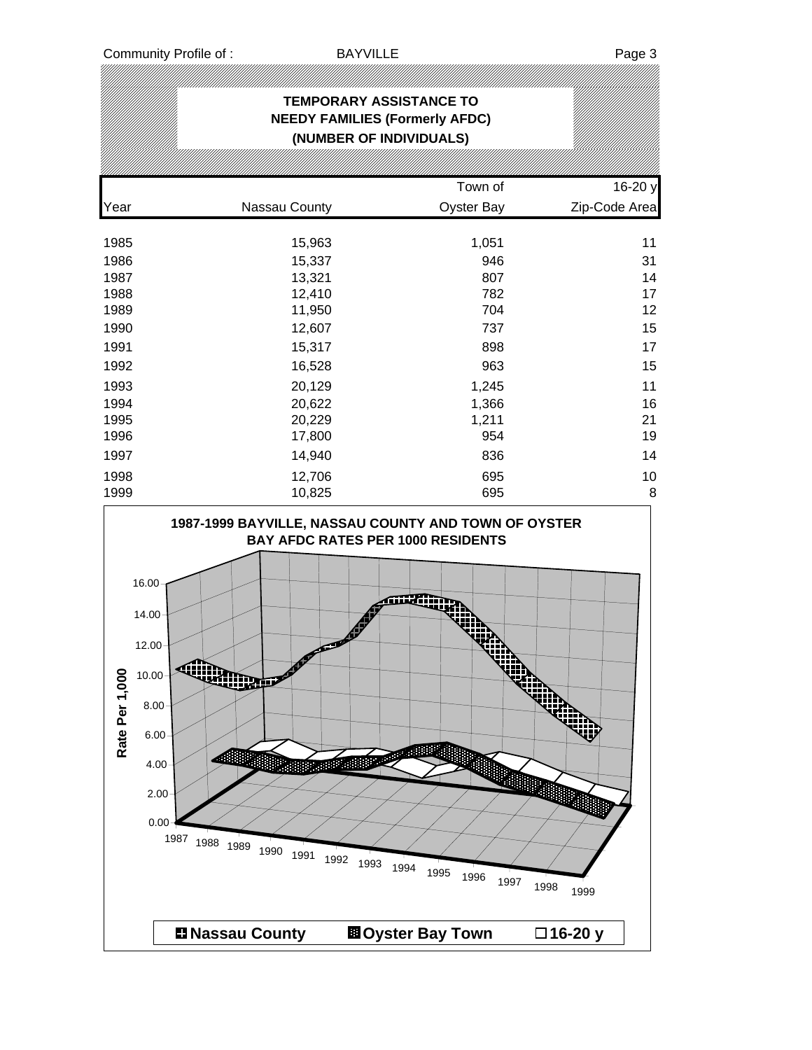## TEMPORARY ASSISTANCE TO NEEDY FAMILIES (Formerly AFDC) (NUMBER OF INDIVIDUALS)

| Year | Nassau County | Town of Oyster Bay | 16-20 y Zip-Code Area |
|---|---|---|---|
| 1985 | 15,963 | 1,051 | 11 |
| 1986 | 15,337 | 946 | 31 |
| 1987 | 13,321 | 807 | 14 |
| 1988 | 12,410 | 782 | 17 |
| 1989 | 11,950 | 704 | 12 |
| 1990 | 12,607 | 737 | 15 |
| 1991 | 15,317 | 898 | 17 |
| 1992 | 16,528 | 963 | 15 |
| 1993 | 20,129 | 1,245 | 11 |
| 1994 | 20,622 | 1,366 | 16 |
| 1995 | 20,229 | 1,211 | 21 |
| 1996 | 17,800 | 954 | 19 |
| 1997 | 14,940 | 836 | 14 |
| 1998 | 12,706 | 695 | 10 |
| 1999 | 10,825 | 695 | 8 |

**1987-1999 BAYVILLE, NASSAU COUNTY AND TOWN OF OYSTER BAY AFDC RATES PER 1000 RESIDENTS**

Rate Per 1,000: 0.00, 2.00, 4.00, 6.00, 8.00, 10.00, 12.00, 14.00, 16.00

Years: 1987, 1988, 1989, 1990, 1991, 1992, 1993, 1994, 1995, 1996, 1997, 1998, 1999

Legend: Nassau County, Oyster Bay Town, 16-20 y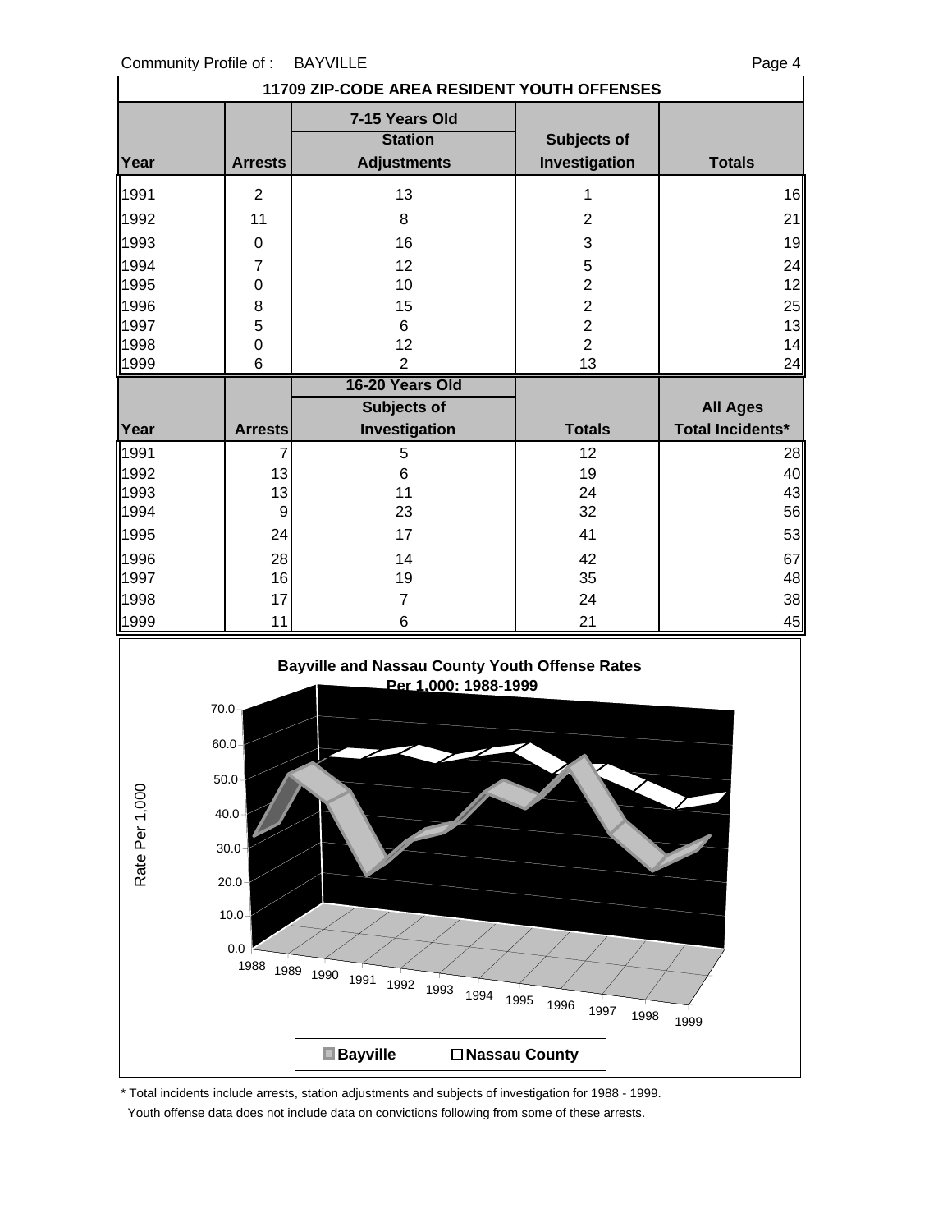Community Profile of : BAYVILLE

## 11709 ZIP-CODE AREA RESIDENT YOUTH OFFENSES

| | | 7-15 Years Old | | |
|---|---|---|---|---|
| Year | Arrests | Station Adjustments | Subjects of Investigation | Totals |
| 1991 | 2 | 13 | 1 | 16 |
| 1992 | 11 | 8 | 2 | 21 |
| 1993 | 0 | 16 | 3 | 19 |
| 1994 | 7 | 12 | 5 | 24 |
| 1995 | 0 | 10 | 2 | 12 |
| 1996 | 8 | 15 | 2 | 25 |
| 1997 | 5 | 6 | 2 | 13 |
| 1998 | 0 | 12 | 2 | 14 |
| 1999 | 6 | 2 | 13 | 24 |

| | | 16-20 Years Old | | |
|---|---|---|---|---|
| Year | Arrests | Subjects of Investigation | Totals | All Ages Total Incidents* |
| 1991 | 7 | 5 | 12 | 28 |
| 1992 | 13 | 6 | 19 | 40 |
| 1993 | 13 | 11 | 24 | 43 |
| 1994 | 9 | 23 | 32 | 56 |
| 1995 | 24 | 17 | 41 | 53 |
| 1996 | 28 | 14 | 42 | 67 |
| 1997 | 16 | 19 | 35 | 48 |
| 1998 | 17 | 7 | 24 | 38 |
| 1999 | 11 | 6 | 21 | 45 |

**Bayville and Nassau County Youth Offense Rates Per 1,000: 1988-1999**

\* Total incidents include arrests, station adjustments and subjects of investigation for 1988 - 1999.
Youth offense data does not include data on convictions following from some of these arrests.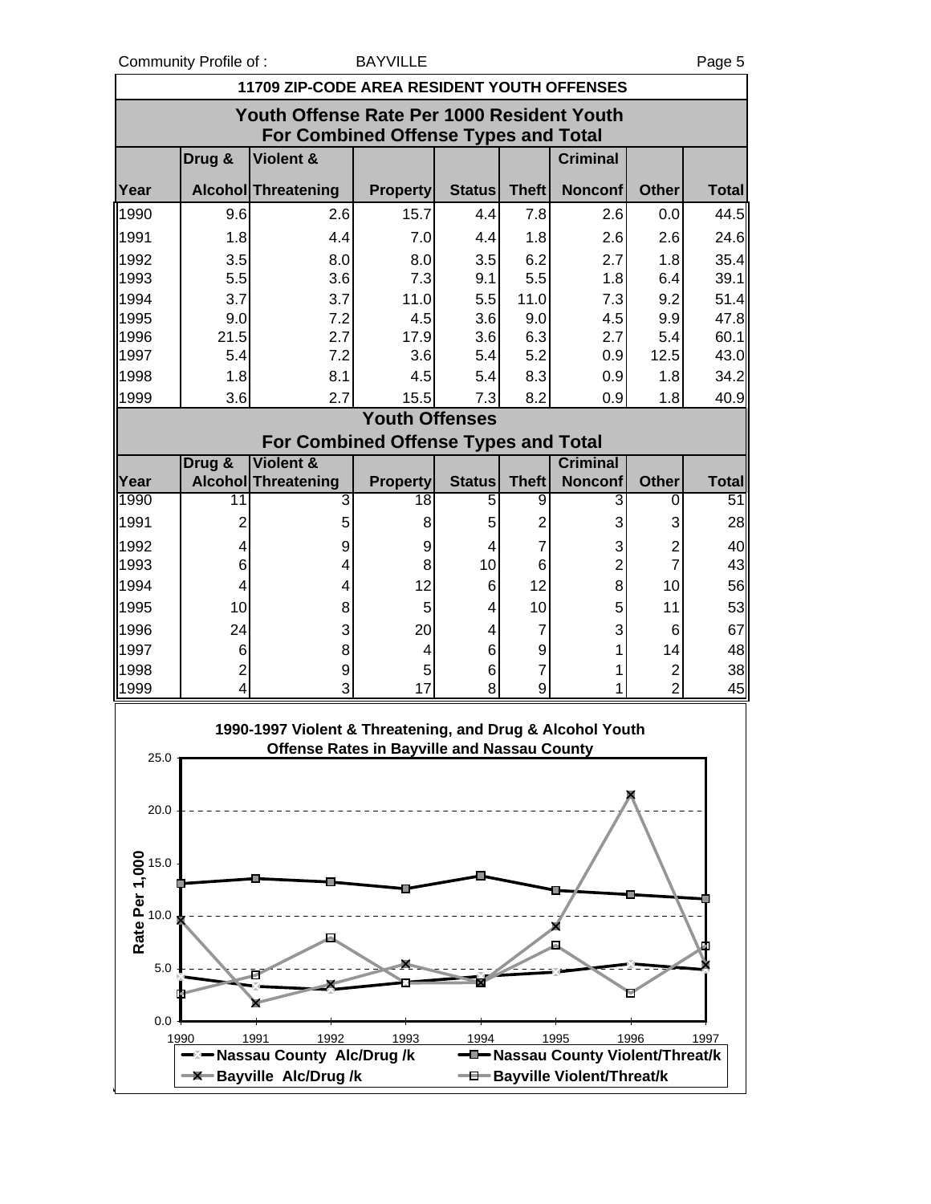## 11709 ZIP-CODE AREA RESIDENT YOUTH OFFENSES

### Youth Offense Rate Per 1000 Resident Youth For Combined Offense Types and Total

| Year | Drug & Alcohol | Violent & Threatening | Property | Status | Theft | Criminal Nonconf | Other | Total |
|---|---|---|---|---|---|---|---|---|
| 1990 | 9.6 | 2.6 | 15.7 | 4.4 | 7.8 | 2.6 | 0.0 | 44.5 |
| 1991 | 1.8 | 4.4 | 7.0 | 4.4 | 1.8 | 2.6 | 2.6 | 24.6 |
| 1992 | 3.5 | 8.0 | 8.0 | 3.5 | 6.2 | 2.7 | 1.8 | 35.4 |
| 1993 | 5.5 | 3.6 | 7.3 | 9.1 | 5.5 | 1.8 | 6.4 | 39.1 |
| 1994 | 3.7 | 3.7 | 11.0 | 5.5 | 11.0 | 7.3 | 9.2 | 51.4 |
| 1995 | 9.0 | 7.2 | 4.5 | 3.6 | 9.0 | 4.5 | 9.9 | 47.8 |
| 1996 | 21.5 | 2.7 | 17.9 | 3.6 | 6.3 | 2.7 | 5.4 | 60.1 |
| 1997 | 5.4 | 7.2 | 3.6 | 5.4 | 5.2 | 0.9 | 12.5 | 43.0 |
| 1998 | 1.8 | 8.1 | 4.5 | 5.4 | 8.3 | 0.9 | 1.8 | 34.2 |
| 1999 | 3.6 | 2.7 | 15.5 | 7.3 | 8.2 | 0.9 | 1.8 | 40.9 |

### Youth Offenses For Combined Offense Types and Total

| Year | Drug & Alcohol | Violent & Threatening | Property | Status | Theft | Criminal Nonconf | Other | Total |
|---|---|---|---|---|---|---|---|---|
| 1990 | 11 | 3 | 18 | 5 | 9 | 3 | 0 | 51 |
| 1991 | 2 | 5 | 8 | 5 | 2 | 3 | 3 | 28 |
| 1992 | 4 | 9 | 9 | 4 | 7 | 3 | 2 | 40 |
| 1993 | 6 | 4 | 8 | 10 | 6 | 2 | 7 | 43 |
| 1994 | 4 | 4 | 12 | 6 | 12 | 8 | 10 | 56 |
| 1995 | 10 | 8 | 5 | 4 | 10 | 5 | 11 | 53 |
| 1996 | 24 | 3 | 20 | 4 | 7 | 3 | 6 | 67 |
| 1997 | 6 | 8 | 4 | 6 | 9 | 1 | 14 | 48 |
| 1998 | 2 | 9 | 5 | 6 | 7 | 1 | 2 | 38 |
| 1999 | 4 | 3 | 17 | 8 | 9 | 1 | 2 | 45 |

**1990-1997 Violent & Threatening, and Drug & Alcohol Youth Offense Rates in Bayville and Nassau County**

Rate Per 1,000 (0.0–25.0), years 1990–1997

Legend: Nassau County Alc/Drug /k; Nassau County Violent/Threat/k; Bayville Alc/Drug /k; Bayville Violent/Threat/k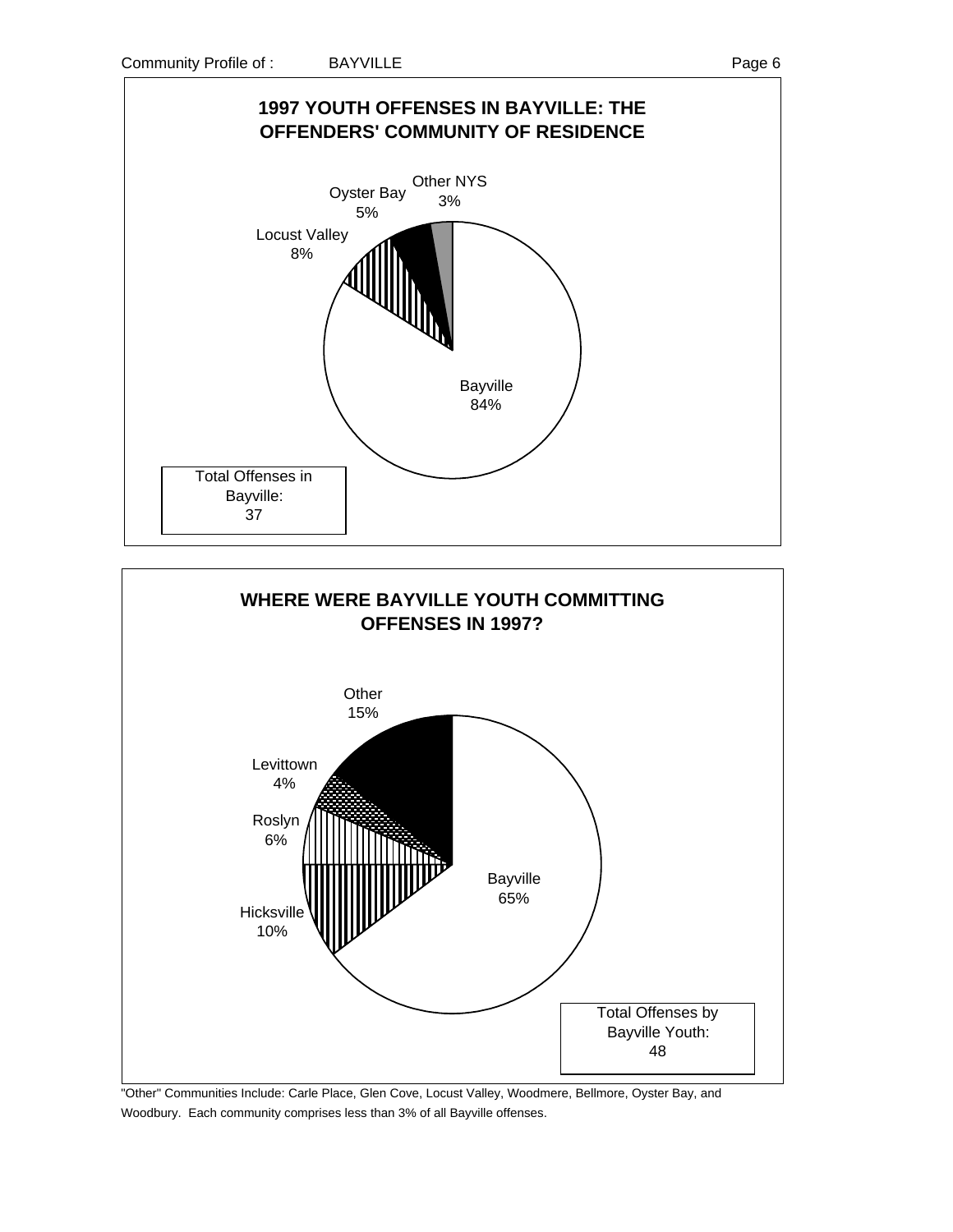## 1997 YOUTH OFFENSES IN BAYVILLE: THE OFFENDERS' COMMUNITY OF RESIDENCE

Other NYS 3%

Oyster Bay 5%

Locust Valley 8%

Bayville 84%

Total Offenses in Bayville: 37

## WHERE WERE BAYVILLE YOUTH COMMITTING OFFENSES IN 1997?

Other 15%

Levittown 4%

Roslyn 6%

Hicksville 10%

Bayville 65%

Total Offenses by Bayville Youth: 48

"Other" Communities Include: Carle Place, Glen Cove, Locust Valley, Woodmere, Bellmore, Oyster Bay, and Woodbury. Each community comprises less than 3% of all Bayville offenses.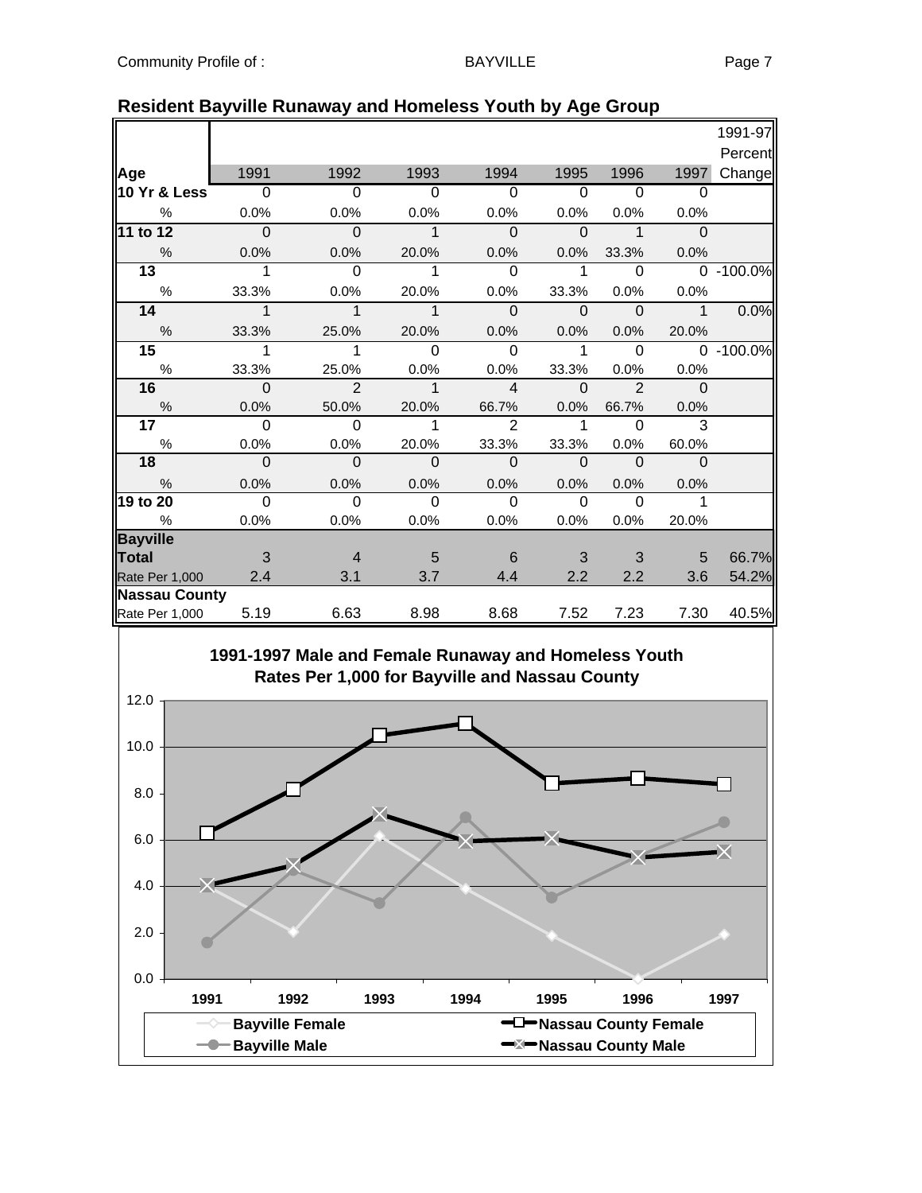## Resident Bayville Runaway and Homeless Youth by Age Group

| Age | 1991 | 1992 | 1993 | 1994 | 1995 | 1996 | 1997 | 1991-97 Percent Change |
|---|---|---|---|---|---|---|---|---|
| **10 Yr & Less** | 0 | 0 | 0 | 0 | 0 | 0 | 0 | |
| % | 0.0% | 0.0% | 0.0% | 0.0% | 0.0% | 0.0% | 0.0% | |
| **11 to 12** | 0 | 0 | 1 | 0 | 0 | 1 | 0 | |
| % | 0.0% | 0.0% | 20.0% | 0.0% | 0.0% | 33.3% | 0.0% | |
| **13** | 1 | 0 | 1 | 0 | 1 | 0 | 0 | -100.0% |
| % | 33.3% | 0.0% | 20.0% | 0.0% | 33.3% | 0.0% | 0.0% | |
| **14** | 1 | 1 | 1 | 0 | 0 | 0 | 1 | 0.0% |
| % | 33.3% | 25.0% | 20.0% | 0.0% | 0.0% | 0.0% | 20.0% | |
| **15** | 1 | 1 | 0 | 0 | 1 | 0 | 0 | -100.0% |
| % | 33.3% | 25.0% | 0.0% | 0.0% | 33.3% | 0.0% | 0.0% | |
| **16** | 0 | 2 | 1 | 4 | 0 | 2 | 0 | |
| % | 0.0% | 50.0% | 20.0% | 66.7% | 0.0% | 66.7% | 0.0% | |
| **17** | 0 | 0 | 1 | 2 | 1 | 0 | 3 | |
| % | 0.0% | 0.0% | 20.0% | 33.3% | 33.3% | 0.0% | 60.0% | |
| **18** | 0 | 0 | 0 | 0 | 0 | 0 | 0 | |
| % | 0.0% | 0.0% | 0.0% | 0.0% | 0.0% | 0.0% | 0.0% | |
| **19 to 20** | 0 | 0 | 0 | 0 | 0 | 0 | 1 | |
| % | 0.0% | 0.0% | 0.0% | 0.0% | 0.0% | 0.0% | 20.0% | |
| **Bayville Total** | 3 | 4 | 5 | 6 | 3 | 3 | 5 | 66.7% |
| Rate Per 1,000 | 2.4 | 3.1 | 3.7 | 4.4 | 2.2 | 2.2 | 3.6 | 54.2% |
| **Nassau County** | | | | | | | | |
| Rate Per 1,000 | 5.19 | 6.63 | 8.98 | 8.68 | 7.52 | 7.23 | 7.30 | 40.5% |

### 1991-1997 Male and Female Runaway and Homeless Youth Rates Per 1,000 for Bayville and Nassau County

Legend: Bayville Female, Bayville Male, Nassau County Female, Nassau County Male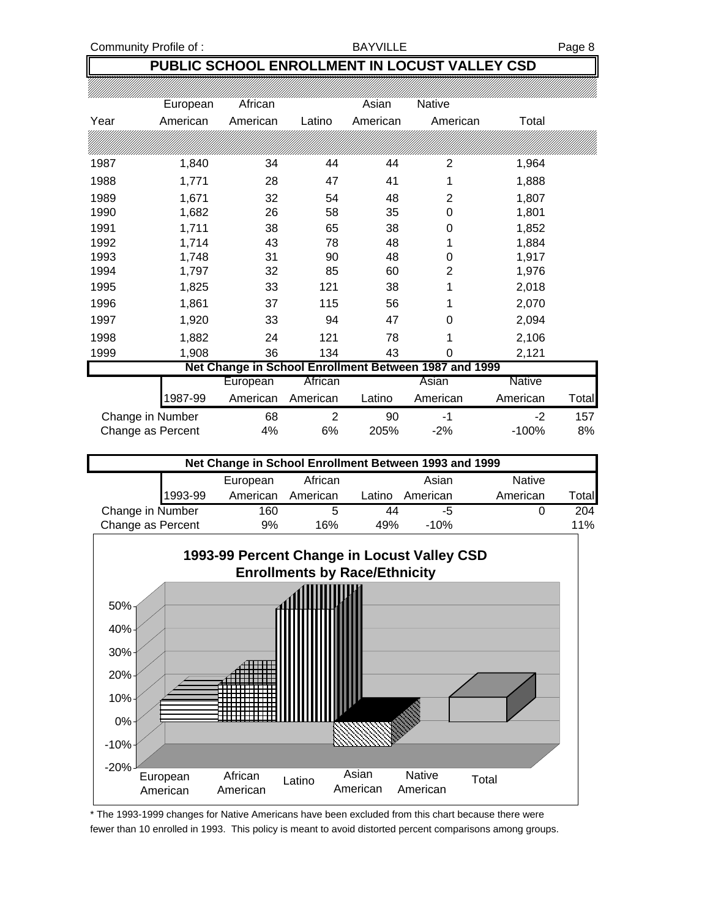## PUBLIC SCHOOL ENROLLMENT IN LOCUST VALLEY CSD

| Year | European American | African American | Latino | Asian American | Native American | Total |
|---|---|---|---|---|---|---|
| 1987 | 1,840 | 34 | 44 | 44 | 2 | 1,964 |
| 1988 | 1,771 | 28 | 47 | 41 | 1 | 1,888 |
| 1989 | 1,671 | 32 | 54 | 48 | 2 | 1,807 |
| 1990 | 1,682 | 26 | 58 | 35 | 0 | 1,801 |
| 1991 | 1,711 | 38 | 65 | 38 | 0 | 1,852 |
| 1992 | 1,714 | 43 | 78 | 48 | 1 | 1,884 |
| 1993 | 1,748 | 31 | 90 | 48 | 0 | 1,917 |
| 1994 | 1,797 | 32 | 85 | 60 | 2 | 1,976 |
| 1995 | 1,825 | 33 | 121 | 38 | 1 | 2,018 |
| 1996 | 1,861 | 37 | 115 | 56 | 1 | 2,070 |
| 1997 | 1,920 | 33 | 94 | 47 | 0 | 2,094 |
| 1998 | 1,882 | 24 | 121 | 78 | 1 | 2,106 |
| 1999 | 1,908 | 36 | 134 | 43 | 0 | 2,121 |

**Net Change in School Enrollment Between 1987 and 1999**

| 1987-99 | European American | African American | Latino | Asian American | Native American | Total |
|---|---|---|---|---|---|---|
| Change in Number | 68 | 2 | 90 | -1 | -2 | 157 |
| Change as Percent | 4% | 6% | 205% | -2% | -100% | 8% |

**Net Change in School Enrollment Between 1993 and 1999**

| 1993-99 | European American | African American | Latino | Asian American | Native American | Total |
|---|---|---|---|---|---|---|
| Change in Number | 160 | 5 | 44 | -5 | 0 | 204 |
| Change as Percent | 9% | 16% | 49% | -10% | | 11% |

**1993-99 Percent Change in Locust Valley CSD Enrollments by Race/Ethnicity**

* The 1993-1999 changes for Native Americans have been excluded from this chart because there were fewer than 10 enrolled in 1993. This policy is meant to avoid distorted percent comparisons among groups.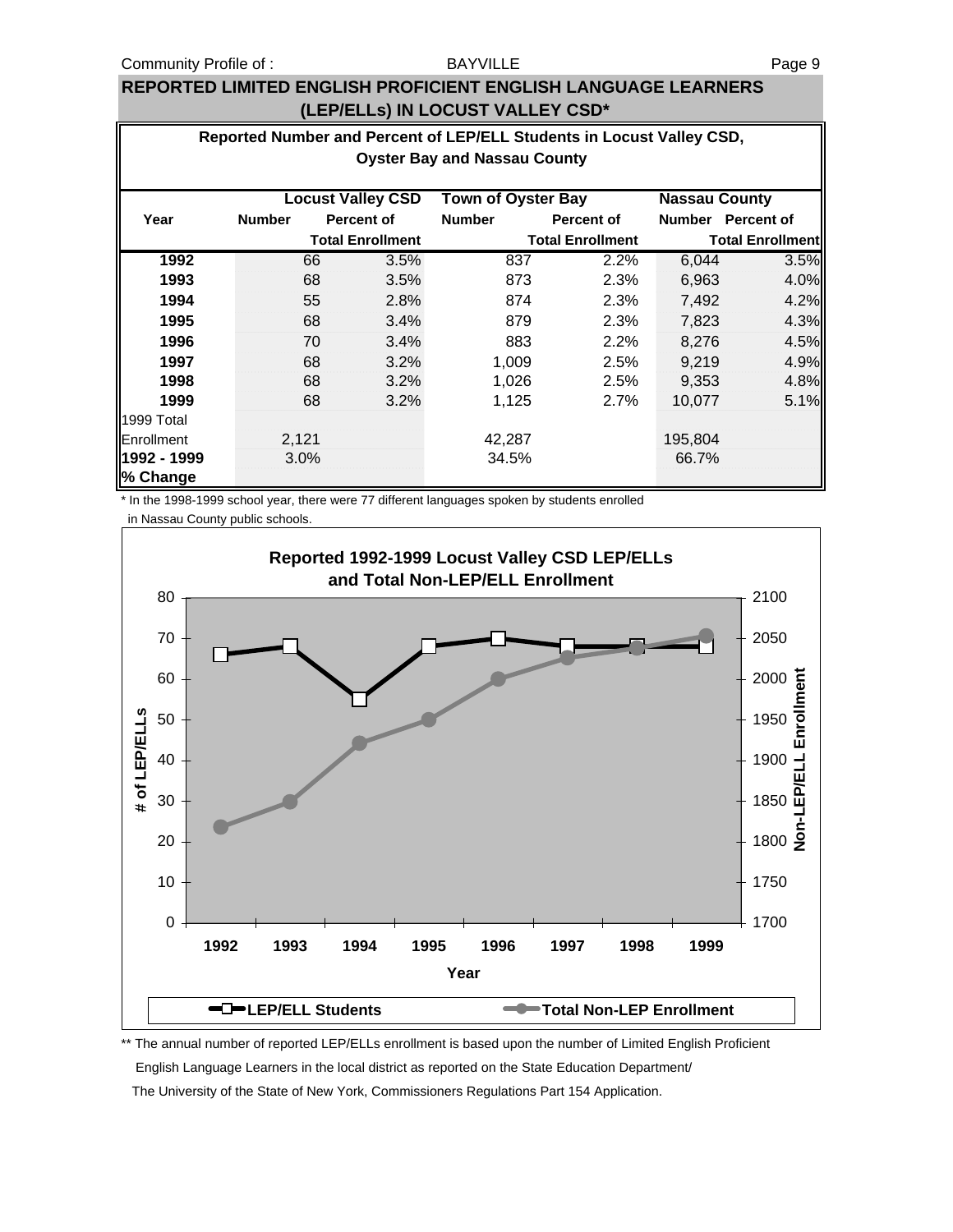## REPORTED LIMITED ENGLISH PROFICIENT ENGLISH LANGUAGE LEARNERS (LEP/ELLs) IN LOCUST VALLEY CSD*

### Reported Number and Percent of LEP/ELL Students in Locust Valley CSD, Oyster Bay and Nassau County

| Year | Locust Valley CSD | | Town of Oyster Bay | | Nassau County | |
|---|---|---|---|---|---|---|
| | Number | Percent of Total Enrollment | Number | Percent of Total Enrollment | Number | Percent of Total Enrollment |
| **1992** | 66 | 3.5% | 837 | 2.2% | 6,044 | 3.5% |
| **1993** | 68 | 3.5% | 873 | 2.3% | 6,963 | 4.0% |
| **1994** | 55 | 2.8% | 874 | 2.3% | 7,492 | 4.2% |
| **1995** | 68 | 3.4% | 879 | 2.3% | 7,823 | 4.3% |
| **1996** | 70 | 3.4% | 883 | 2.2% | 8,276 | 4.5% |
| **1997** | 68 | 3.2% | 1,009 | 2.5% | 9,219 | 4.9% |
| **1998** | 68 | 3.2% | 1,026 | 2.5% | 9,353 | 4.8% |
| **1999** | 68 | 3.2% | 1,125 | 2.7% | 10,077 | 5.1% |
| 1999 Total Enrollment | 2,121 | | 42,287 | | 195,804 | |
| **1992 - 1999 % Change** | 3.0% | | 34.5% | | 66.7% | |

\* In the 1998-1999 school year, there were 77 different languages spoken by students enrolled in Nassau County public schools.

**Reported 1992-1999 Locust Valley CSD LEP/ELLs and Total Non-LEP/ELL Enrollment**

\*\* The annual number of reported LEP/ELLs enrollment is based upon the number of Limited English Proficient English Language Learners in the local district as reported on the State Education Department/ The University of the State of New York, Commissioners Regulations Part 154 Application.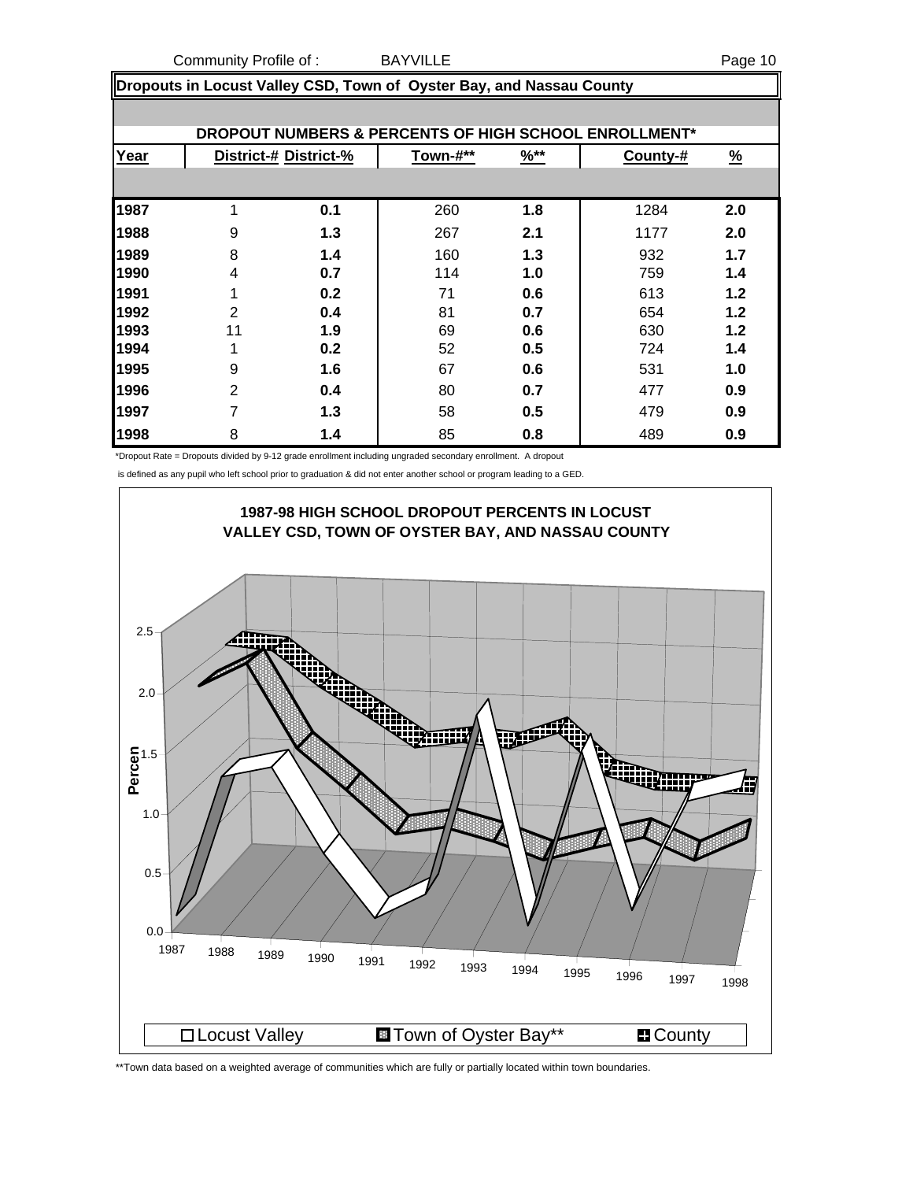## Dropouts in Locust Valley CSD, Town of Oyster Bay, and Nassau County

**DROPOUT NUMBERS & PERCENTS OF HIGH SCHOOL ENROLLMENT***

| Year | District-# | District-% | Town-#** | %** | County-# | % |
|---|---|---|---|---|---|---|
| 1987 | 1 | 0.1 | 260 | 1.8 | 1284 | 2.0 |
| 1988 | 9 | 1.3 | 267 | 2.1 | 1177 | 2.0 |
| 1989 | 8 | 1.4 | 160 | 1.3 | 932 | 1.7 |
| 1990 | 4 | 0.7 | 114 | 1.0 | 759 | 1.4 |
| 1991 | 1 | 0.2 | 71 | 0.6 | 613 | 1.2 |
| 1992 | 2 | 0.4 | 81 | 0.7 | 654 | 1.2 |
| 1993 | 11 | 1.9 | 69 | 0.6 | 630 | 1.2 |
| 1994 | 1 | 0.2 | 52 | 0.5 | 724 | 1.4 |
| 1995 | 9 | 1.6 | 67 | 0.6 | 531 | 1.0 |
| 1996 | 2 | 0.4 | 80 | 0.7 | 477 | 0.9 |
| 1997 | 7 | 1.3 | 58 | 0.5 | 479 | 0.9 |
| 1998 | 8 | 1.4 | 85 | 0.8 | 489 | 0.9 |

*Dropout Rate = Dropouts divided by 9-12 grade enrollment including ungraded secondary enrollment. A dropout is defined as any pupil who left school prior to graduation & did not enter another school or program leading to a GED.

**1987-98 HIGH SCHOOL DROPOUT PERCENTS IN LOCUST VALLEY CSD, TOWN OF OYSTER BAY, AND NASSAU COUNTY**

**Town data based on a weighted average of communities which are fully or partially located within town boundaries.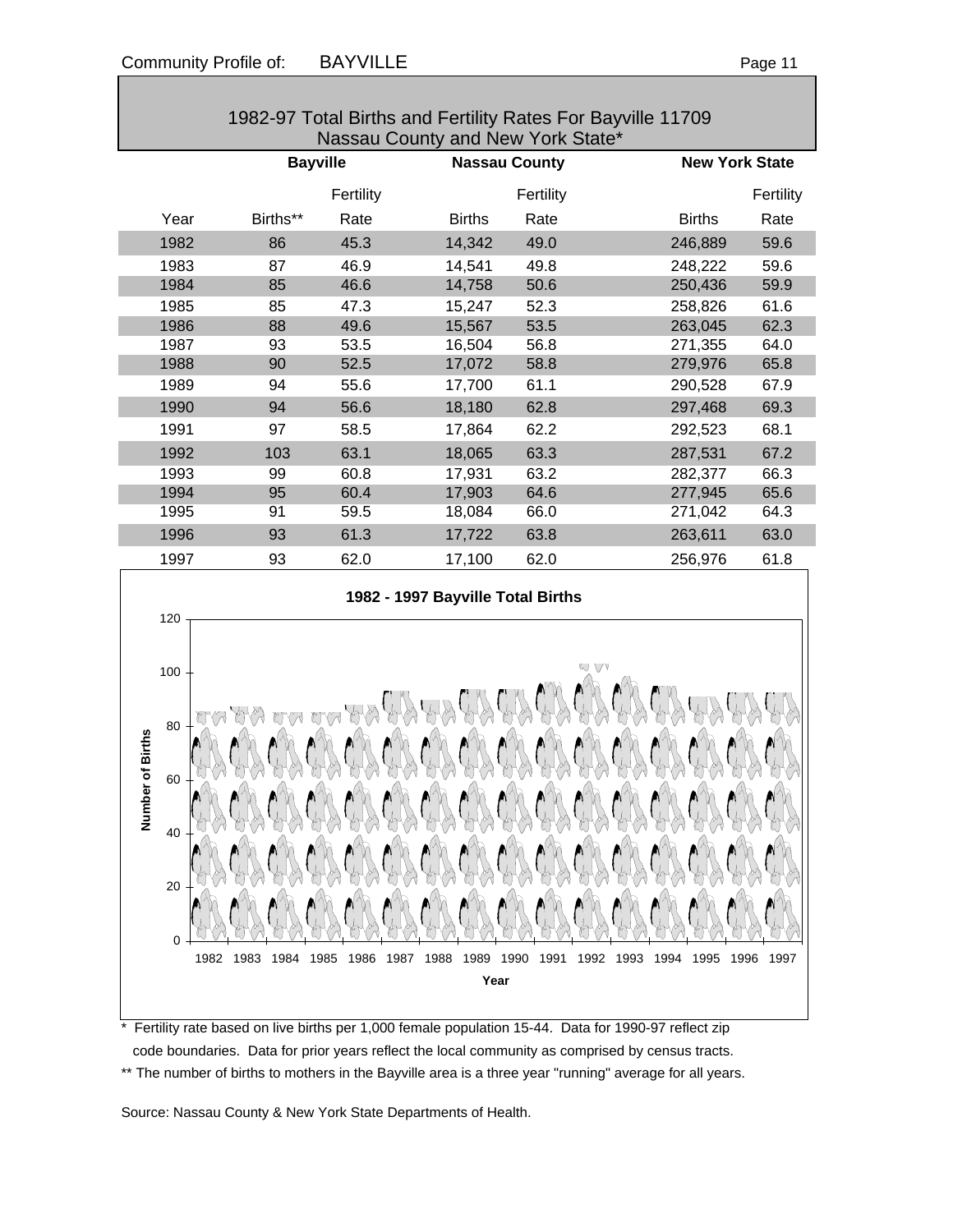## 1982-97 Total Births and Fertility Rates For Bayville 11709 Nassau County and New York State*

| | Bayville | | Nassau County | | New York State | |
|---|---|---|---|---|---|---|
| Year | Births** | Fertility Rate | Births | Fertility Rate | Births | Fertility Rate |
| 1982 | 86 | 45.3 | 14,342 | 49.0 | 246,889 | 59.6 |
| 1983 | 87 | 46.9 | 14,541 | 49.8 | 248,222 | 59.6 |
| 1984 | 85 | 46.6 | 14,758 | 50.6 | 250,436 | 59.9 |
| 1985 | 85 | 47.3 | 15,247 | 52.3 | 258,826 | 61.6 |
| 1986 | 88 | 49.6 | 15,567 | 53.5 | 263,045 | 62.3 |
| 1987 | 93 | 53.5 | 16,504 | 56.8 | 271,355 | 64.0 |
| 1988 | 90 | 52.5 | 17,072 | 58.8 | 279,976 | 65.8 |
| 1989 | 94 | 55.6 | 17,700 | 61.1 | 290,528 | 67.9 |
| 1990 | 94 | 56.6 | 18,180 | 62.8 | 297,468 | 69.3 |
| 1991 | 97 | 58.5 | 17,864 | 62.2 | 292,523 | 68.1 |
| 1992 | 103 | 63.1 | 18,065 | 63.3 | 287,531 | 67.2 |
| 1993 | 99 | 60.8 | 17,931 | 63.2 | 282,377 | 66.3 |
| 1994 | 95 | 60.4 | 17,903 | 64.6 | 277,945 | 65.6 |
| 1995 | 91 | 59.5 | 18,084 | 66.0 | 271,042 | 64.3 |
| 1996 | 93 | 61.3 | 17,722 | 63.8 | 263,611 | 63.0 |
| 1997 | 93 | 62.0 | 17,100 | 62.0 | 256,976 | 61.8 |

### 1982 - 1997 Bayville Total Births

Number of Births (0–120) by Year (1982–1997)

\* Fertility rate based on live births per 1,000 female population 15-44. Data for 1990-97 reflect zip code boundaries. Data for prior years reflect the local community as comprised by census tracts.

** The number of births to mothers in the Bayville area is a three year "running" average for all years.

Source: Nassau County & New York State Departments of Health.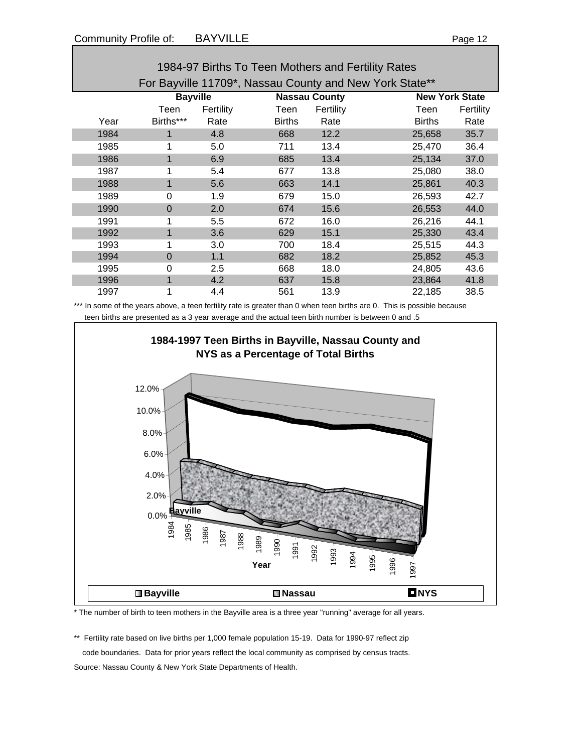Community Profile of: BAYVILLE

## 1984-97 Births To Teen Mothers and Fertility Rates
## For Bayville 11709*, Nassau County and New York State**

| | Bayville | | Nassau County | | New York State | |
|---|---|---|---|---|---|---|
| Year | Teen Births*** | Fertility Rate | Teen Births | Fertility Rate | Teen Births | Fertility Rate |
| 1984 | 1 | 4.8 | 668 | 12.2 | 25,658 | 35.7 |
| 1985 | 1 | 5.0 | 711 | 13.4 | 25,470 | 36.4 |
| 1986 | 1 | 6.9 | 685 | 13.4 | 25,134 | 37.0 |
| 1987 | 1 | 5.4 | 677 | 13.8 | 25,080 | 38.0 |
| 1988 | 1 | 5.6 | 663 | 14.1 | 25,861 | 40.3 |
| 1989 | 0 | 1.9 | 679 | 15.0 | 26,593 | 42.7 |
| 1990 | 0 | 2.0 | 674 | 15.6 | 26,553 | 44.0 |
| 1991 | 1 | 5.5 | 672 | 16.0 | 26,216 | 44.1 |
| 1992 | 1 | 3.6 | 629 | 15.1 | 25,330 | 43.4 |
| 1993 | 1 | 3.0 | 700 | 18.4 | 25,515 | 44.3 |
| 1994 | 0 | 1.1 | 682 | 18.2 | 25,852 | 45.3 |
| 1995 | 0 | 2.5 | 668 | 18.0 | 24,805 | 43.6 |
| 1996 | 1 | 4.2 | 637 | 15.8 | 23,864 | 41.8 |
| 1997 | 1 | 4.4 | 561 | 13.9 | 22,185 | 38.5 |

*** In some of the years above, a teen fertility rate is greater than 0 when teen births are 0. This is possible because teen births are presented as a 3 year average and the actual teen birth number is between 0 and .5

**1984-1997 Teen Births in Bayville, Nassau County and NYS as a Percentage of Total Births**

* The number of birth to teen mothers in the Bayville area is a three year "running" average for all years.

** Fertility rate based on live births per 1,000 female population 15-19. Data for 1990-97 reflect zip code boundaries. Data for prior years reflect the local community as comprised by census tracts.

Source: Nassau County & New York State Departments of Health.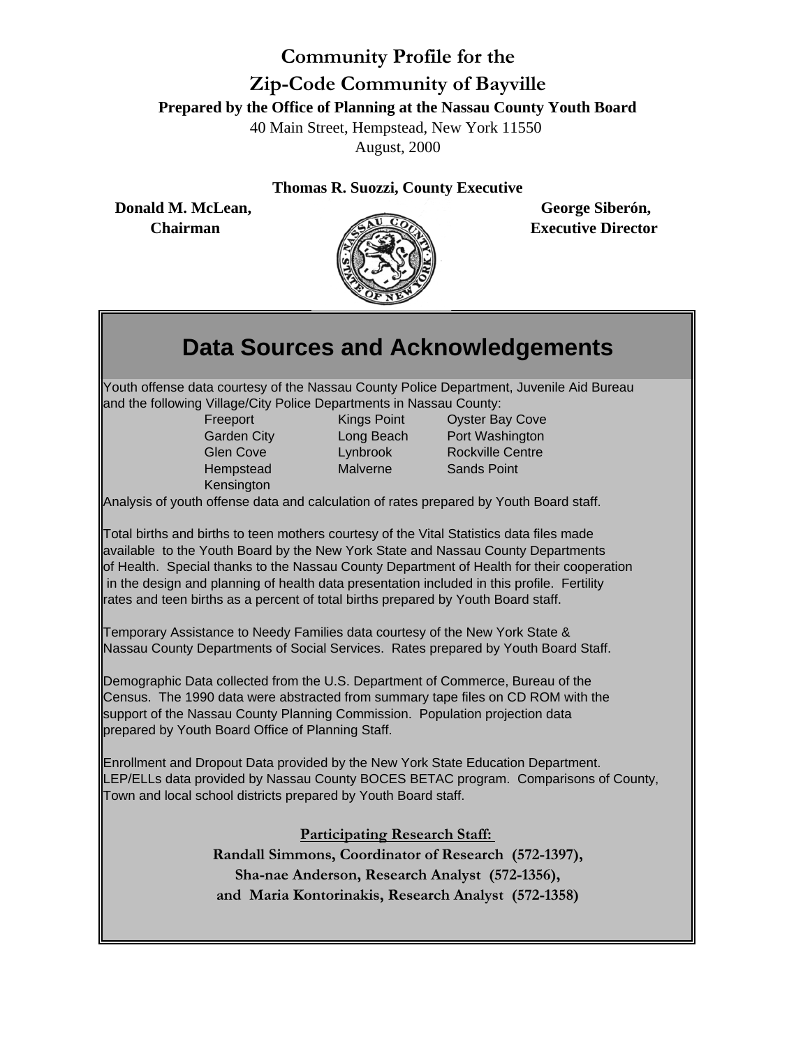# Community Profile for the Zip-Code Community of Bayville

**Prepared by the Office of Planning at the Nassau County Youth Board**

40 Main Street, Hempstead, New York 11550

August, 2000

**Thomas R. Suozzi, County Executive**

**Donald M. McLean, Chairman**

**George Siberón, Executive Director**

## Data Sources and Acknowledgements

Youth offense data courtesy of the Nassau County Police Department, Juvenile Aid Bureau and the following Village/City Police Departments in Nassau County:

| | | |
|---|---|---|
| Freeport | Kings Point | Oyster Bay Cove |
| Garden City | Long Beach | Port Washington |
| Glen Cove | Lynbrook | Rockville Centre |
| Hempstead | Malverne | Sands Point |
| Kensington | | |

Analysis of youth offense data and calculation of rates prepared by Youth Board staff.

Total births and births to teen mothers courtesy of the Vital Statistics data files made available to the Youth Board by the New York State and Nassau County Departments of Health. Special thanks to the Nassau County Department of Health for their cooperation in the design and planning of health data presentation included in this profile. Fertility rates and teen births as a percent of total births prepared by Youth Board staff.

Temporary Assistance to Needy Families data courtesy of the New York State & Nassau County Departments of Social Services. Rates prepared by Youth Board Staff.

Demographic Data collected from the U.S. Department of Commerce, Bureau of the Census. The 1990 data were abstracted from summary tape files on CD ROM with the support of the Nassau County Planning Commission. Population projection data prepared by Youth Board Office of Planning Staff.

Enrollment and Dropout Data provided by the New York State Education Department. LEP/ELLs data provided by Nassau County BOCES BETAC program. Comparisons of County, Town and local school districts prepared by Youth Board staff.

**Participating Research Staff:**

**Randall Simmons, Coordinator of Research (572-1397),**

**Sha-nae Anderson, Research Analyst (572-1356),**

**and Maria Kontorinakis, Research Analyst (572-1358)**